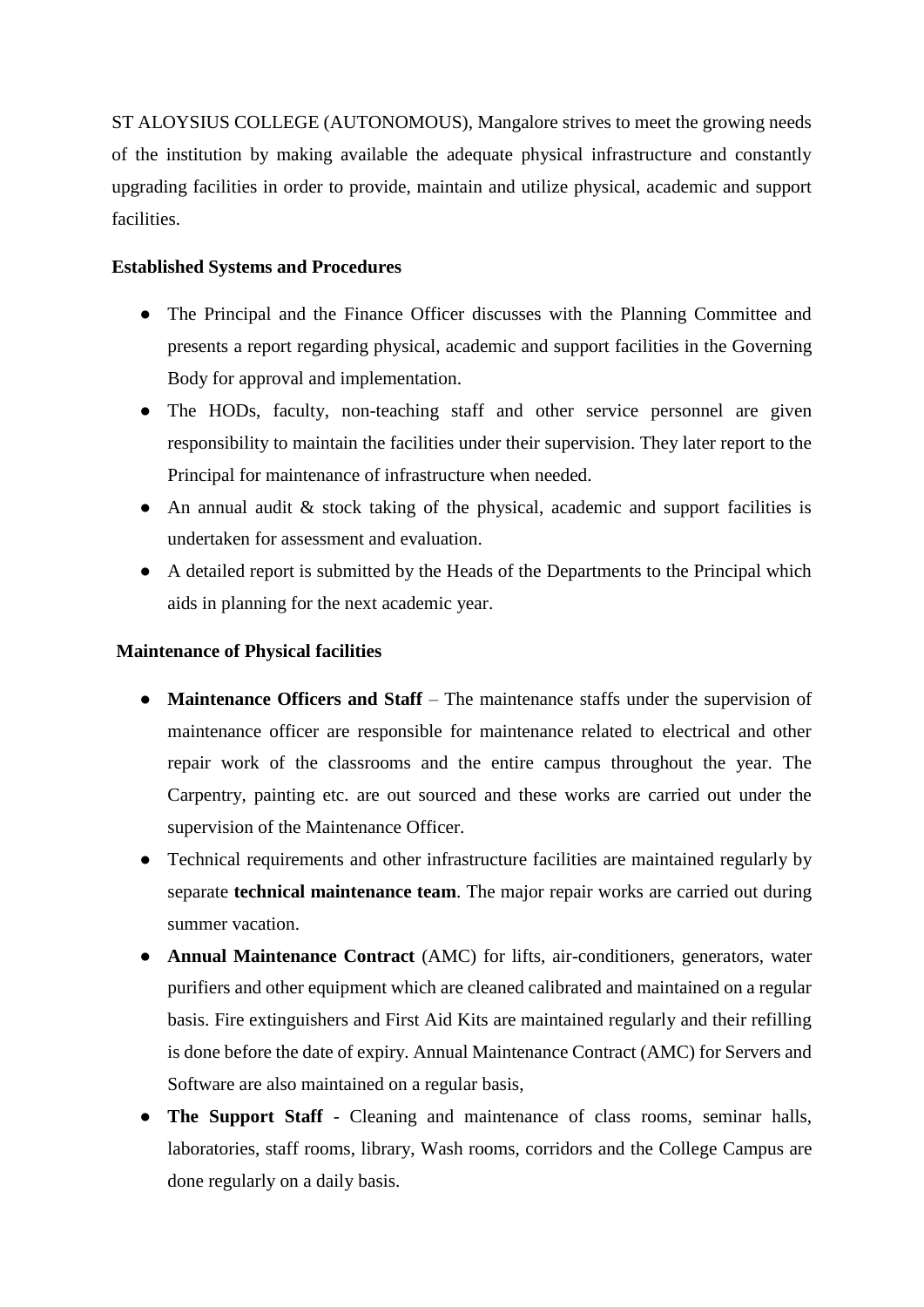ST ALOYSIUS COLLEGE (AUTONOMOUS), Mangalore strives to meet the growing needs of the institution by making available the adequate physical infrastructure and constantly upgrading facilities in order to provide, maintain and utilize physical, academic and support facilities.

**Established Systems and Procedures**

- The Principal and the Finance Officer discusses with the Planning Committee and presents a report regarding physical, academic and support facilities in the Governing Body for approval and implementation.
- The HODs, faculty, non-teaching staff and other service personnel are given responsibility to maintain the facilities under their supervision. They later report to the Principal for maintenance of infrastructure when needed.
- An annual audit & stock taking of the physical, academic and support facilities is undertaken for assessment and evaluation.
- A detailed report is submitted by the Heads of the Departments to the Principal which aids in planning for the next academic year.

**Maintenance of Physical facilities**

- **Maintenance Officers and Staff** – The maintenance staffs under the supervision of maintenance officer are responsible for maintenance related to electrical and other repair work of the classrooms and the entire campus throughout the year. The Carpentry, painting etc. are out sourced and these works are carried out under the supervision of the Maintenance Officer.
- Technical requirements and other infrastructure facilities are maintained regularly by separate **technical maintenance team**. The major repair works are carried out during summer vacation.
- **Annual Maintenance Contract** (AMC) for lifts, air-conditioners, generators, water purifiers and other equipment which are cleaned calibrated and maintained on a regular basis. Fire extinguishers and First Aid Kits are maintained regularly and their refilling is done before the date of expiry. Annual Maintenance Contract (AMC) for Servers and Software are also maintained on a regular basis,
- **The Support Staff** - Cleaning and maintenance of class rooms, seminar halls, laboratories, staff rooms, library, Wash rooms, corridors and the College Campus are done regularly on a daily basis.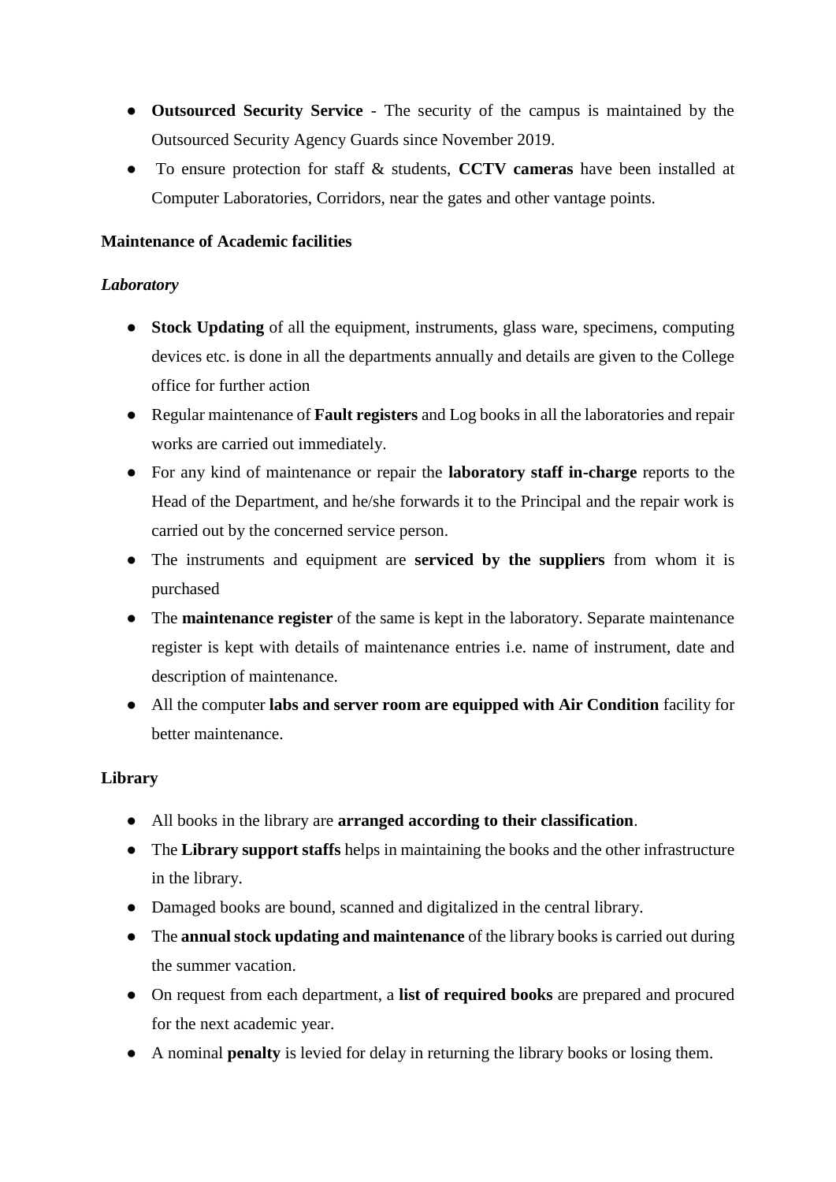- **Outsourced Security Service** - The security of the campus is maintained by the Outsourced Security Agency Guards since November 2019.
- To ensure protection for staff & students, **CCTV cameras** have been installed at Computer Laboratories, Corridors, near the gates and other vantage points.

**Maintenance of Academic facilities**

***Laboratory***

- **Stock Updating** of all the equipment, instruments, glass ware, specimens, computing devices etc. is done in all the departments annually and details are given to the College office for further action
- Regular maintenance of **Fault registers** and Log books in all the laboratories and repair works are carried out immediately.
- For any kind of maintenance or repair the **laboratory staff in-charge** reports to the Head of the Department, and he/she forwards it to the Principal and the repair work is carried out by the concerned service person.
- The instruments and equipment are **serviced by the suppliers** from whom it is purchased
- The **maintenance register** of the same is kept in the laboratory. Separate maintenance register is kept with details of maintenance entries i.e. name of instrument, date and description of maintenance.
- All the computer **labs and server room are equipped with Air Condition** facility for better maintenance.

**Library**

- All books in the library are **arranged according to their classification**.
- The **Library support staffs** helps in maintaining the books and the other infrastructure in the library.
- Damaged books are bound, scanned and digitalized in the central library.
- The **annual stock updating and maintenance** of the library books is carried out during the summer vacation.
- On request from each department, a **list of required books** are prepared and procured for the next academic year.
- A nominal **penalty** is levied for delay in returning the library books or losing them.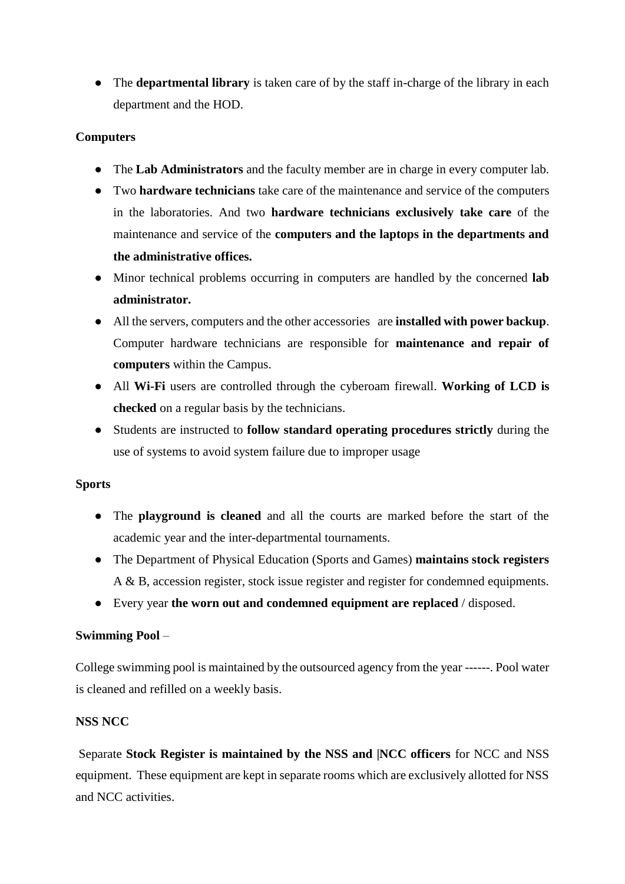- The **departmental library** is taken care of by the staff in-charge of the library in each department and the HOD.

**Computers**

- The **Lab Administrators** and the faculty member are in charge in every computer lab.
- Two **hardware technicians** take care of the maintenance and service of the computers in the laboratories. And two **hardware technicians exclusively take care** of the maintenance and service of the **computers and the laptops in the departments and the administrative offices.**
- Minor technical problems occurring in computers are handled by the concerned **lab administrator.**
- All the servers, computers and the other accessories are **installed with power backup**. Computer hardware technicians are responsible for **maintenance and repair of computers** within the Campus.
- All **Wi-Fi** users are controlled through the cyberoam firewall. **Working of LCD is checked** on a regular basis by the technicians.
- Students are instructed to **follow standard operating procedures strictly** during the use of systems to avoid system failure due to improper usage

**Sports**

- The **playground is cleaned** and all the courts are marked before the start of the academic year and the inter-departmental tournaments.
- The Department of Physical Education (Sports and Games) **maintains stock registers** A & B, accession register, stock issue register and register for condemned equipments.
- Every year **the worn out and condemned equipment are replaced** / disposed.

**Swimming Pool** –

College swimming pool is maintained by the outsourced agency from the year ------. Pool water is cleaned and refilled on a weekly basis.

**NSS NCC**

Separate **Stock Register is maintained by the NSS and |NCC officers** for NCC and NSS equipment. These equipment are kept in separate rooms which are exclusively allotted for NSS and NCC activities.